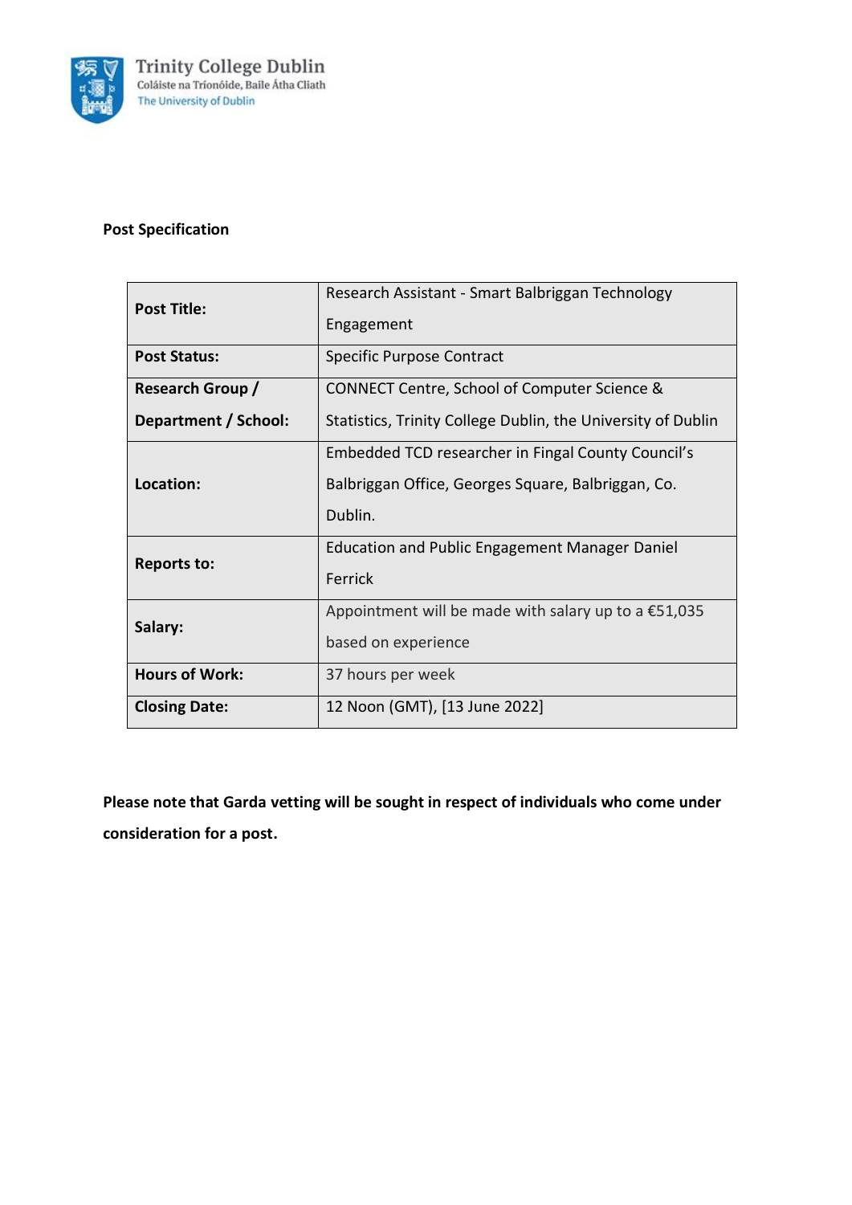Trinity College Dublin
Coláiste na Tríonóide, Baile Átha Cliath
The University of Dublin

**Post Specification**

| | |
|---|---|
| **Post Title:** | Research Assistant - Smart Balbriggan Technology Engagement |
| **Post Status:** | Specific Purpose Contract |
| **Research Group / Department / School:** | CONNECT Centre, School of Computer Science & Statistics, Trinity College Dublin, the University of Dublin |
| **Location:** | Embedded TCD researcher in Fingal County Council's Balbriggan Office, Georges Square, Balbriggan, Co. Dublin. |
| **Reports to:** | Education and Public Engagement Manager Daniel Ferrick |
| **Salary:** | Appointment will be made with salary up to a €51,035 based on experience |
| **Hours of Work:** | 37 hours per week |
| **Closing Date:** | 12 Noon (GMT), [13 June 2022] |

**Please note that Garda vetting will be sought in respect of individuals who come under consideration for a post.**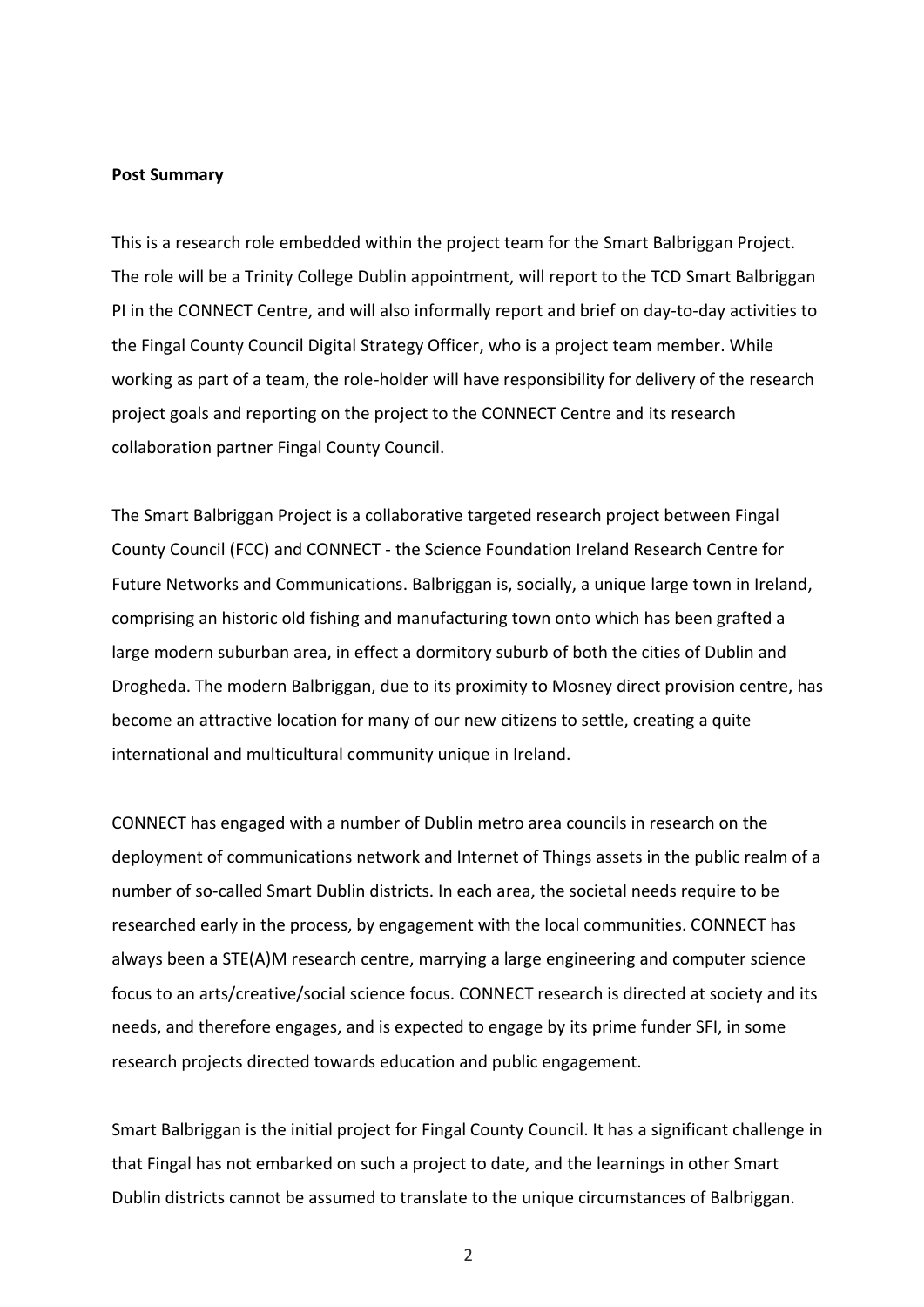**Post Summary**

This is a research role embedded within the project team for the Smart Balbriggan Project. The role will be a Trinity College Dublin appointment, will report to the TCD Smart Balbriggan PI in the CONNECT Centre, and will also informally report and brief on day-to-day activities to the Fingal County Council Digital Strategy Officer, who is a project team member. While working as part of a team, the role-holder will have responsibility for delivery of the research project goals and reporting on the project to the CONNECT Centre and its research collaboration partner Fingal County Council.

The Smart Balbriggan Project is a collaborative targeted research project between Fingal County Council (FCC) and CONNECT - the Science Foundation Ireland Research Centre for Future Networks and Communications. Balbriggan is, socially, a unique large town in Ireland, comprising an historic old fishing and manufacturing town onto which has been grafted a large modern suburban area, in effect a dormitory suburb of both the cities of Dublin and Drogheda. The modern Balbriggan, due to its proximity to Mosney direct provision centre, has become an attractive location for many of our new citizens to settle, creating a quite international and multicultural community unique in Ireland.

CONNECT has engaged with a number of Dublin metro area councils in research on the deployment of communications network and Internet of Things assets in the public realm of a number of so-called Smart Dublin districts. In each area, the societal needs require to be researched early in the process, by engagement with the local communities. CONNECT has always been a STE(A)M research centre, marrying a large engineering and computer science focus to an arts/creative/social science focus. CONNECT research is directed at society and its needs, and therefore engages, and is expected to engage by its prime funder SFI, in some research projects directed towards education and public engagement.

Smart Balbriggan is the initial project for Fingal County Council. It has a significant challenge in that Fingal has not embarked on such a project to date, and the learnings in other Smart Dublin districts cannot be assumed to translate to the unique circumstances of Balbriggan.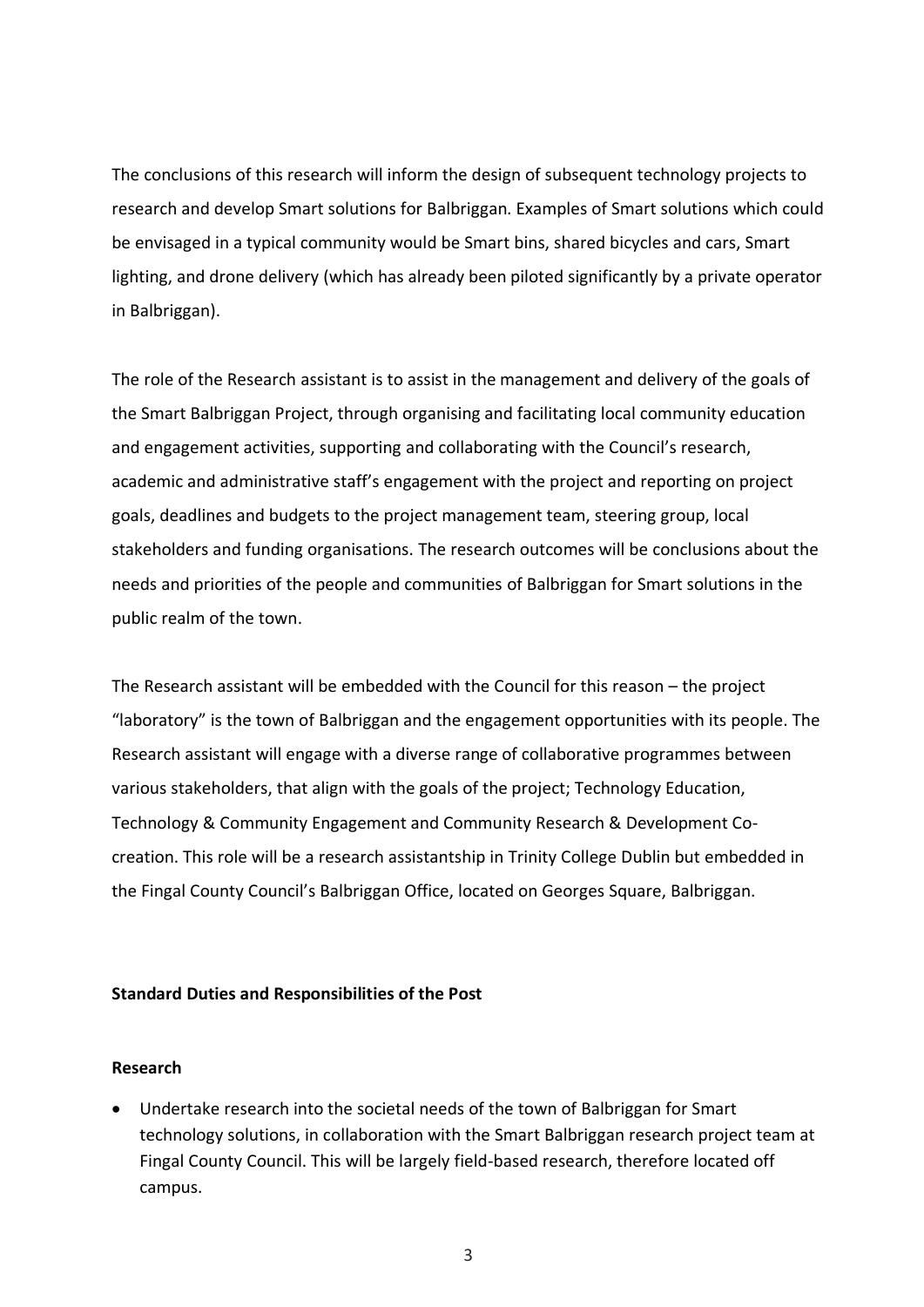The conclusions of this research will inform the design of subsequent technology projects to research and develop Smart solutions for Balbriggan. Examples of Smart solutions which could be envisaged in a typical community would be Smart bins, shared bicycles and cars, Smart lighting, and drone delivery (which has already been piloted significantly by a private operator in Balbriggan).

The role of the Research assistant is to assist in the management and delivery of the goals of the Smart Balbriggan Project, through organising and facilitating local community education and engagement activities, supporting and collaborating with the Council's research, academic and administrative staff's engagement with the project and reporting on project goals, deadlines and budgets to the project management team, steering group, local stakeholders and funding organisations. The research outcomes will be conclusions about the needs and priorities of the people and communities of Balbriggan for Smart solutions in the public realm of the town.

The Research assistant will be embedded with the Council for this reason – the project "laboratory" is the town of Balbriggan and the engagement opportunities with its people. The Research assistant will engage with a diverse range of collaborative programmes between various stakeholders, that align with the goals of the project; Technology Education, Technology & Community Engagement and Community Research & Development Co-creation. This role will be a research assistantship in Trinity College Dublin but embedded in the Fingal County Council's Balbriggan Office, located on Georges Square, Balbriggan.

**Standard Duties and Responsibilities of the Post**

**Research**

- Undertake research into the societal needs of the town of Balbriggan for Smart technology solutions, in collaboration with the Smart Balbriggan research project team at Fingal County Council. This will be largely field-based research, therefore located off campus.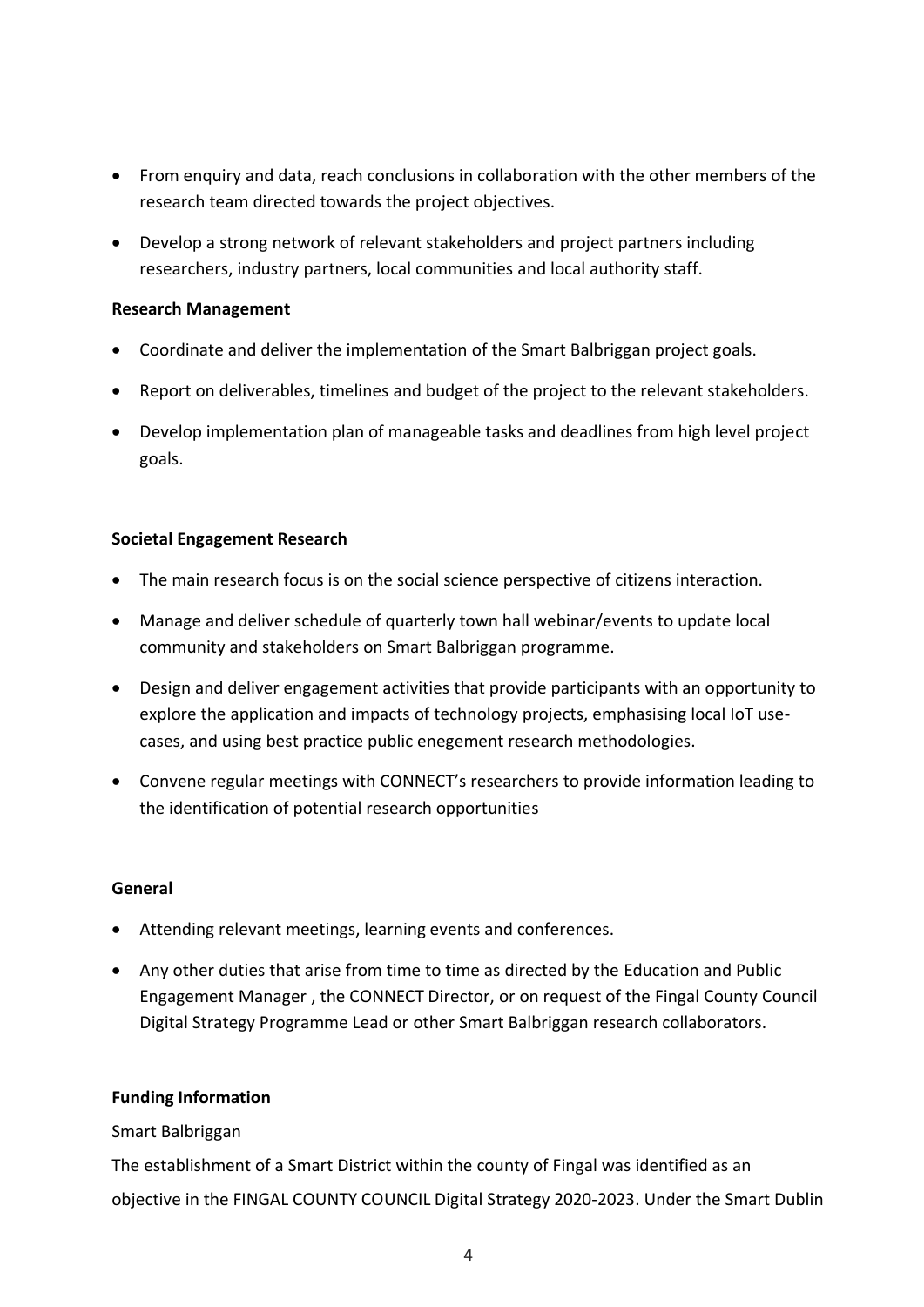- From enquiry and data, reach conclusions in collaboration with the other members of the research team directed towards the project objectives.
- Develop a strong network of relevant stakeholders and project partners including researchers, industry partners, local communities and local authority staff.

**Research Management**

- Coordinate and deliver the implementation of the Smart Balbriggan project goals.
- Report on deliverables, timelines and budget of the project to the relevant stakeholders.
- Develop implementation plan of manageable tasks and deadlines from high level project goals.

**Societal Engagement Research**

- The main research focus is on the social science perspective of citizens interaction.
- Manage and deliver schedule of quarterly town hall webinar/events to update local community and stakeholders on Smart Balbriggan programme.
- Design and deliver engagement activities that provide participants with an opportunity to explore the application and impacts of technology projects, emphasising local IoT use-cases, and using best practice public enegement research methodologies.
- Convene regular meetings with CONNECT's researchers to provide information leading to the identification of potential research opportunities

**General**

- Attending relevant meetings, learning events and conferences.
- Any other duties that arise from time to time as directed by the Education and Public Engagement Manager , the CONNECT Director, or on request of the Fingal County Council Digital Strategy Programme Lead or other Smart Balbriggan research collaborators.

**Funding Information**

Smart Balbriggan

The establishment of a Smart District within the county of Fingal was identified as an objective in the FINGAL COUNTY COUNCIL Digital Strategy 2020-2023. Under the Smart Dublin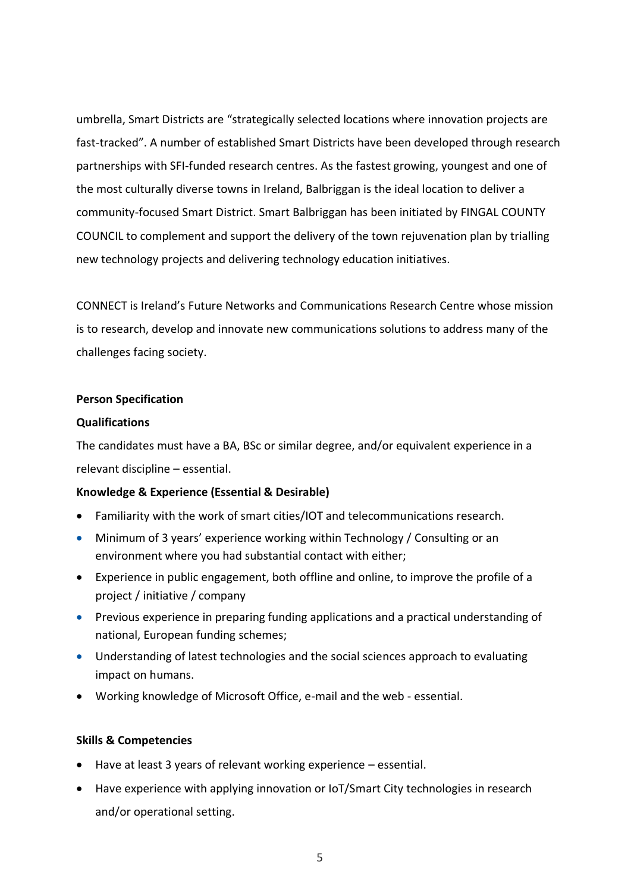umbrella, Smart Districts are "strategically selected locations where innovation projects are fast-tracked". A number of established Smart Districts have been developed through research partnerships with SFI-funded research centres. As the fastest growing, youngest and one of the most culturally diverse towns in Ireland, Balbriggan is the ideal location to deliver a community-focused Smart District. Smart Balbriggan has been initiated by FINGAL COUNTY COUNCIL to complement and support the delivery of the town rejuvenation plan by trialling new technology projects and delivering technology education initiatives.

CONNECT is Ireland's Future Networks and Communications Research Centre whose mission is to research, develop and innovate new communications solutions to address many of the challenges facing society.

**Person Specification**

**Qualifications**

The candidates must have a BA, BSc or similar degree, and/or equivalent experience in a relevant discipline – essential.

**Knowledge & Experience (Essential & Desirable)**

- Familiarity with the work of smart cities/IOT and telecommunications research.
- Minimum of 3 years' experience working within Technology / Consulting or an environment where you had substantial contact with either;
- Experience in public engagement, both offline and online, to improve the profile of a project / initiative / company
- Previous experience in preparing funding applications and a practical understanding of national, European funding schemes;
- Understanding of latest technologies and the social sciences approach to evaluating impact on humans.
- Working knowledge of Microsoft Office, e-mail and the web - essential.

**Skills & Competencies**

- Have at least 3 years of relevant working experience – essential.
- Have experience with applying innovation or IoT/Smart City technologies in research and/or operational setting.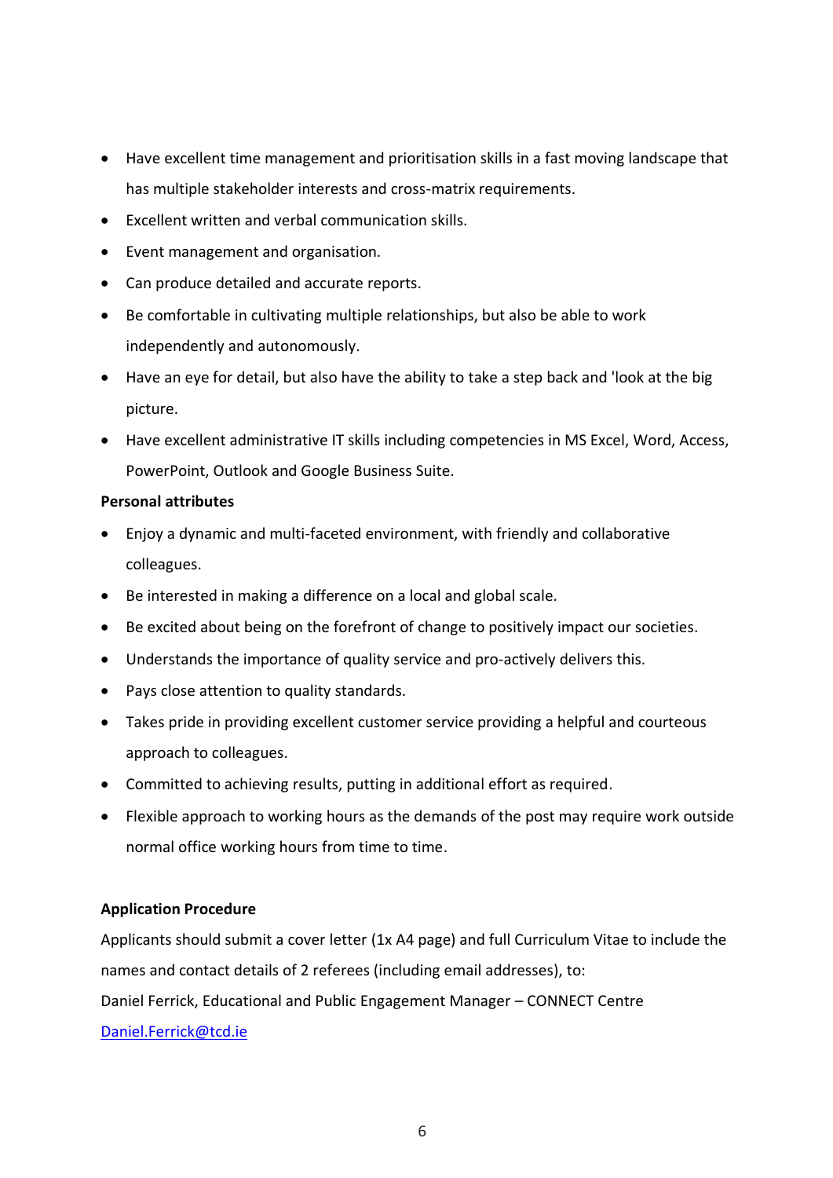- Have excellent time management and prioritisation skills in a fast moving landscape that has multiple stakeholder interests and cross-matrix requirements.
- Excellent written and verbal communication skills.
- Event management and organisation.
- Can produce detailed and accurate reports.
- Be comfortable in cultivating multiple relationships, but also be able to work independently and autonomously.
- Have an eye for detail, but also have the ability to take a step back and 'look at the big picture.
- Have excellent administrative IT skills including competencies in MS Excel, Word, Access, PowerPoint, Outlook and Google Business Suite.

**Personal attributes**

- Enjoy a dynamic and multi-faceted environment, with friendly and collaborative colleagues.
- Be interested in making a difference on a local and global scale.
- Be excited about being on the forefront of change to positively impact our societies.
- Understands the importance of quality service and pro-actively delivers this.
- Pays close attention to quality standards.
- Takes pride in providing excellent customer service providing a helpful and courteous approach to colleagues.
- Committed to achieving results, putting in additional effort as required.
- Flexible approach to working hours as the demands of the post may require work outside normal office working hours from time to time.

**Application Procedure**

Applicants should submit a cover letter (1x A4 page) and full Curriculum Vitae to include the names and contact details of 2 referees (including email addresses), to:

Daniel Ferrick, Educational and Public Engagement Manager – CONNECT Centre

Daniel.Ferrick@tcd.ie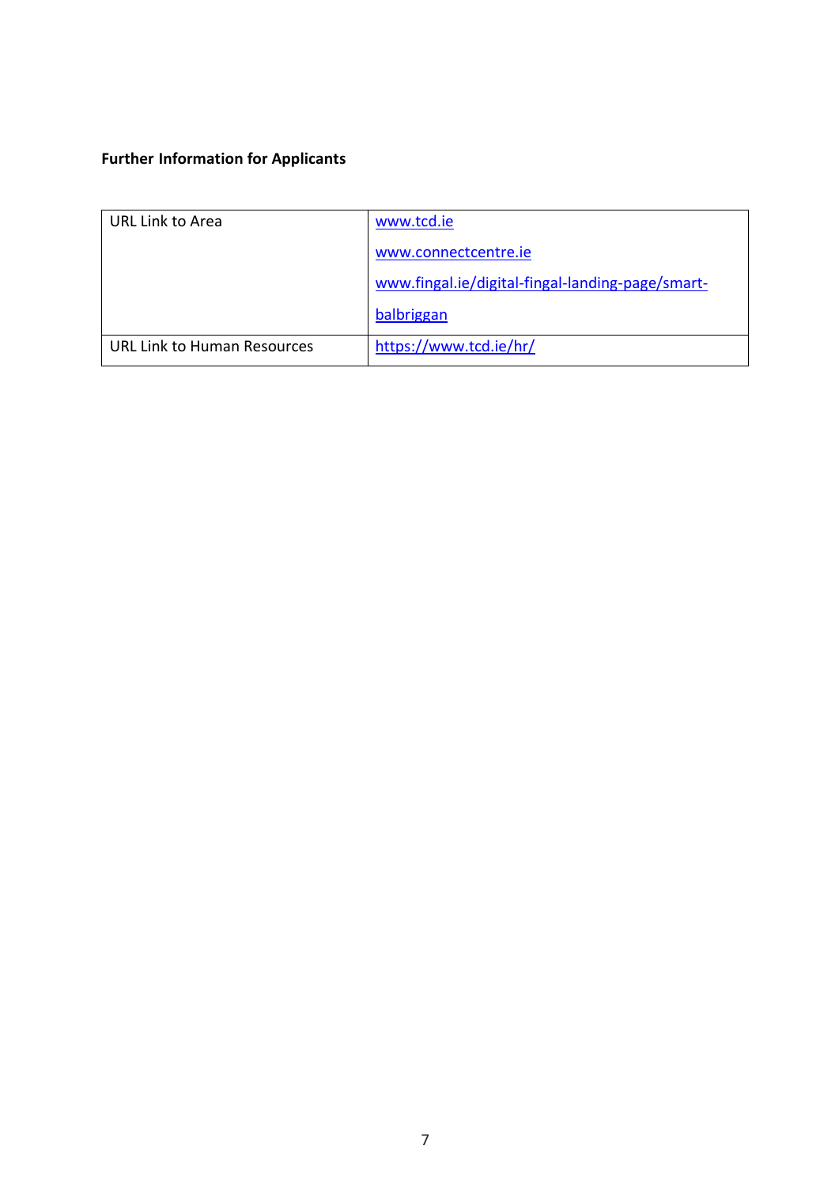**Further Information for Applicants**

| URL Link to Area | www.tcd.ie<br>www.connectcentre.ie<br>www.fingal.ie/digital-fingal-landing-page/smart-balbriggan |
|---|---|
| URL Link to Human Resources | https://www.tcd.ie/hr/ |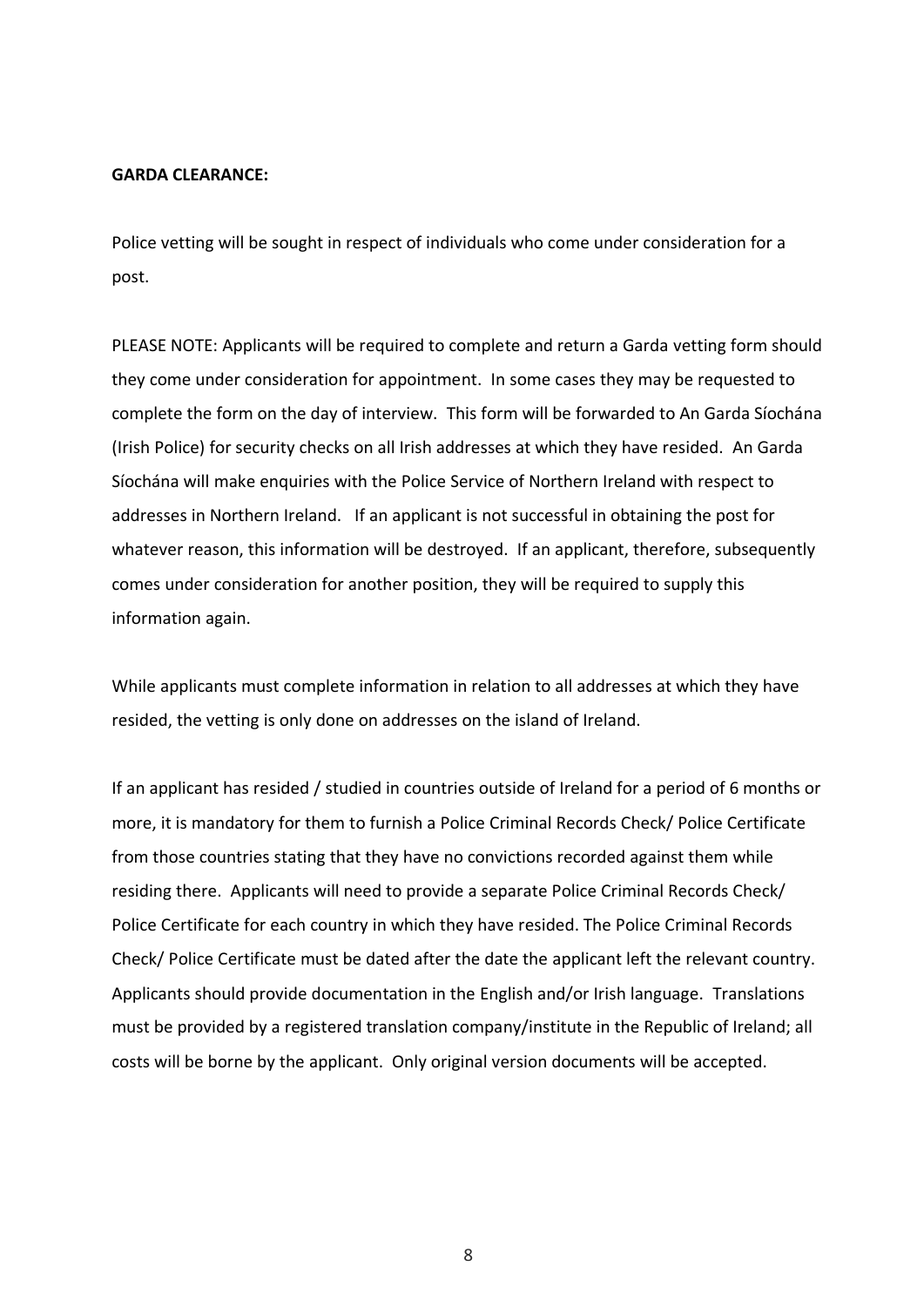**GARDA CLEARANCE:**

Police vetting will be sought in respect of individuals who come under consideration for a post.

PLEASE NOTE: Applicants will be required to complete and return a Garda vetting form should they come under consideration for appointment. In some cases they may be requested to complete the form on the day of interview. This form will be forwarded to An Garda Síochána (Irish Police) for security checks on all Irish addresses at which they have resided. An Garda Síochána will make enquiries with the Police Service of Northern Ireland with respect to addresses in Northern Ireland. If an applicant is not successful in obtaining the post for whatever reason, this information will be destroyed. If an applicant, therefore, subsequently comes under consideration for another position, they will be required to supply this information again.

While applicants must complete information in relation to all addresses at which they have resided, the vetting is only done on addresses on the island of Ireland.

If an applicant has resided / studied in countries outside of Ireland for a period of 6 months or more, it is mandatory for them to furnish a Police Criminal Records Check/ Police Certificate from those countries stating that they have no convictions recorded against them while residing there. Applicants will need to provide a separate Police Criminal Records Check/ Police Certificate for each country in which they have resided. The Police Criminal Records Check/ Police Certificate must be dated after the date the applicant left the relevant country. Applicants should provide documentation in the English and/or Irish language. Translations must be provided by a registered translation company/institute in the Republic of Ireland; all costs will be borne by the applicant. Only original version documents will be accepted.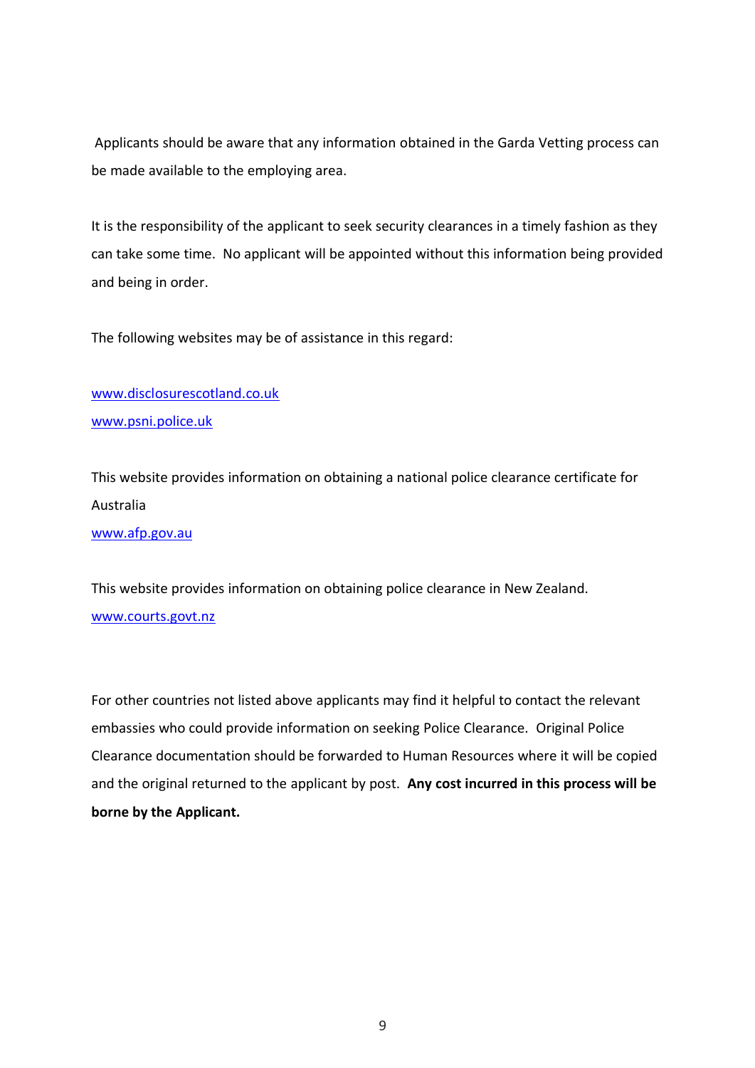Applicants should be aware that any information obtained in the Garda Vetting process can be made available to the employing area.

It is the responsibility of the applicant to seek security clearances in a timely fashion as they can take some time.  No applicant will be appointed without this information being provided and being in order.

The following websites may be of assistance in this regard:

[www.disclosurescotland.co.uk](www.disclosurescotland.co.uk)
[www.psni.police.uk](www.psni.police.uk)

This website provides information on obtaining a national police clearance certificate for Australia
[www.afp.gov.au](www.afp.gov.au)

This website provides information on obtaining police clearance in New Zealand.
[www.courts.govt.nz](www.courts.govt.nz)

For other countries not listed above applicants may find it helpful to contact the relevant embassies who could provide information on seeking Police Clearance.  Original Police Clearance documentation should be forwarded to Human Resources where it will be copied and the original returned to the applicant by post.  **Any cost incurred in this process will be borne by the Applicant.**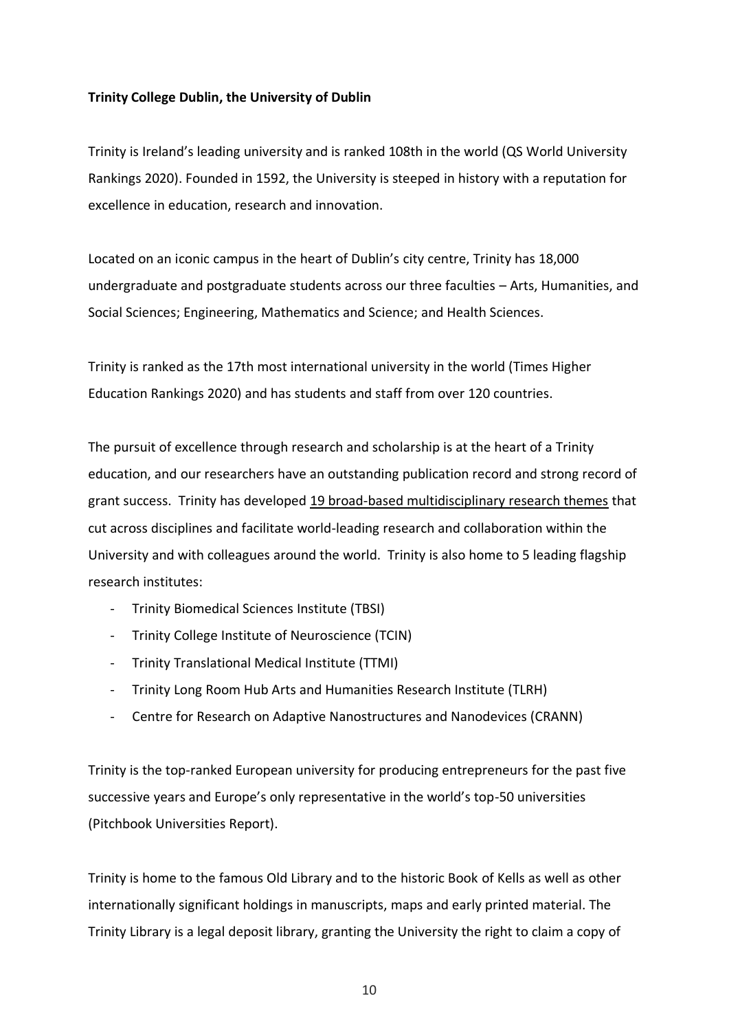**Trinity College Dublin, the University of Dublin**

Trinity is Ireland's leading university and is ranked 108th in the world (QS World University Rankings 2020). Founded in 1592, the University is steeped in history with a reputation for excellence in education, research and innovation.

Located on an iconic campus in the heart of Dublin's city centre, Trinity has 18,000 undergraduate and postgraduate students across our three faculties – Arts, Humanities, and Social Sciences; Engineering, Mathematics and Science; and Health Sciences.

Trinity is ranked as the 17th most international university in the world (Times Higher Education Rankings 2020) and has students and staff from over 120 countries.

The pursuit of excellence through research and scholarship is at the heart of a Trinity education, and our researchers have an outstanding publication record and strong record of grant success. Trinity has developed 19 broad-based multidisciplinary research themes that cut across disciplines and facilitate world-leading research and collaboration within the University and with colleagues around the world. Trinity is also home to 5 leading flagship research institutes:

- Trinity Biomedical Sciences Institute (TBSI)
- Trinity College Institute of Neuroscience (TCIN)
- Trinity Translational Medical Institute (TTMI)
- Trinity Long Room Hub Arts and Humanities Research Institute (TLRH)
- Centre for Research on Adaptive Nanostructures and Nanodevices (CRANN)

Trinity is the top-ranked European university for producing entrepreneurs for the past five successive years and Europe's only representative in the world's top-50 universities (Pitchbook Universities Report).

Trinity is home to the famous Old Library and to the historic Book of Kells as well as other internationally significant holdings in manuscripts, maps and early printed material. The Trinity Library is a legal deposit library, granting the University the right to claim a copy of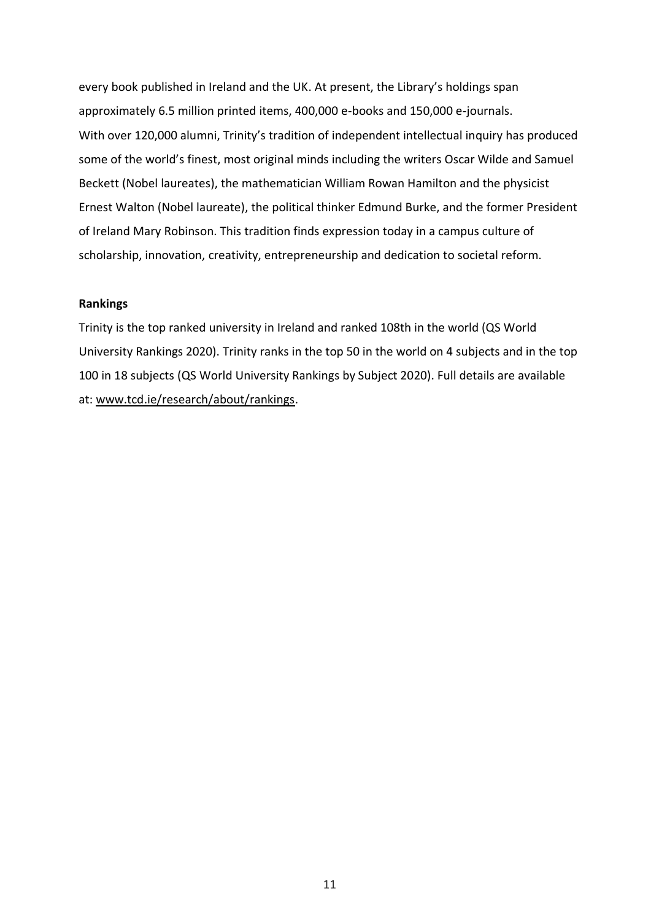every book published in Ireland and the UK. At present, the Library's holdings span approximately 6.5 million printed items, 400,000 e-books and 150,000 e-journals.
With over 120,000 alumni, Trinity's tradition of independent intellectual inquiry has produced some of the world's finest, most original minds including the writers Oscar Wilde and Samuel Beckett (Nobel laureates), the mathematician William Rowan Hamilton and the physicist Ernest Walton (Nobel laureate), the political thinker Edmund Burke, and the former President of Ireland Mary Robinson. This tradition finds expression today in a campus culture of scholarship, innovation, creativity, entrepreneurship and dedication to societal reform.

**Rankings**

Trinity is the top ranked university in Ireland and ranked 108th in the world (QS World University Rankings 2020). Trinity ranks in the top 50 in the world on 4 subjects and in the top 100 in 18 subjects (QS World University Rankings by Subject 2020). Full details are available at: www.tcd.ie/research/about/rankings.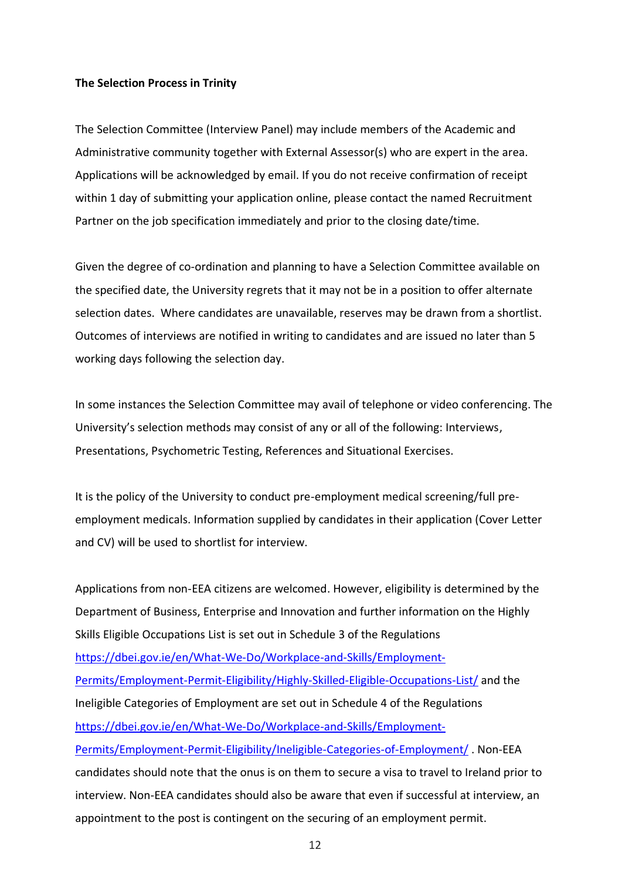**The Selection Process in Trinity**

The Selection Committee (Interview Panel) may include members of the Academic and Administrative community together with External Assessor(s) who are expert in the area. Applications will be acknowledged by email. If you do not receive confirmation of receipt within 1 day of submitting your application online, please contact the named Recruitment Partner on the job specification immediately and prior to the closing date/time.

Given the degree of co-ordination and planning to have a Selection Committee available on the specified date, the University regrets that it may not be in a position to offer alternate selection dates. Where candidates are unavailable, reserves may be drawn from a shortlist. Outcomes of interviews are notified in writing to candidates and are issued no later than 5 working days following the selection day.

In some instances the Selection Committee may avail of telephone or video conferencing. The University's selection methods may consist of any or all of the following: Interviews, Presentations, Psychometric Testing, References and Situational Exercises.

It is the policy of the University to conduct pre-employment medical screening/full pre-employment medicals. Information supplied by candidates in their application (Cover Letter and CV) will be used to shortlist for interview.

Applications from non-EEA citizens are welcomed. However, eligibility is determined by the Department of Business, Enterprise and Innovation and further information on the Highly Skills Eligible Occupations List is set out in Schedule 3 of the Regulations https://dbei.gov.ie/en/What-We-Do/Workplace-and-Skills/Employment-Permits/Employment-Permit-Eligibility/Highly-Skilled-Eligible-Occupations-List/ and the Ineligible Categories of Employment are set out in Schedule 4 of the Regulations https://dbei.gov.ie/en/What-We-Do/Workplace-and-Skills/Employment-Permits/Employment-Permit-Eligibility/Ineligible-Categories-of-Employment/ . Non-EEA candidates should note that the onus is on them to secure a visa to travel to Ireland prior to interview. Non-EEA candidates should also be aware that even if successful at interview, an appointment to the post is contingent on the securing of an employment permit.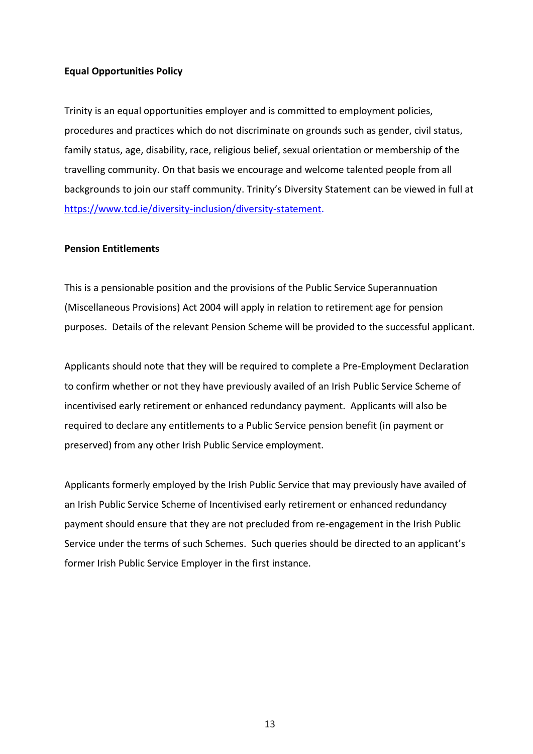**Equal Opportunities Policy**

Trinity is an equal opportunities employer and is committed to employment policies, procedures and practices which do not discriminate on grounds such as gender, civil status, family status, age, disability, race, religious belief, sexual orientation or membership of the travelling community. On that basis we encourage and welcome talented people from all backgrounds to join our staff community. Trinity's Diversity Statement can be viewed in full at https://www.tcd.ie/diversity-inclusion/diversity-statement.

**Pension Entitlements**

This is a pensionable position and the provisions of the Public Service Superannuation (Miscellaneous Provisions) Act 2004 will apply in relation to retirement age for pension purposes. Details of the relevant Pension Scheme will be provided to the successful applicant.

Applicants should note that they will be required to complete a Pre-Employment Declaration to confirm whether or not they have previously availed of an Irish Public Service Scheme of incentivised early retirement or enhanced redundancy payment. Applicants will also be required to declare any entitlements to a Public Service pension benefit (in payment or preserved) from any other Irish Public Service employment.

Applicants formerly employed by the Irish Public Service that may previously have availed of an Irish Public Service Scheme of Incentivised early retirement or enhanced redundancy payment should ensure that they are not precluded from re-engagement in the Irish Public Service under the terms of such Schemes. Such queries should be directed to an applicant's former Irish Public Service Employer in the first instance.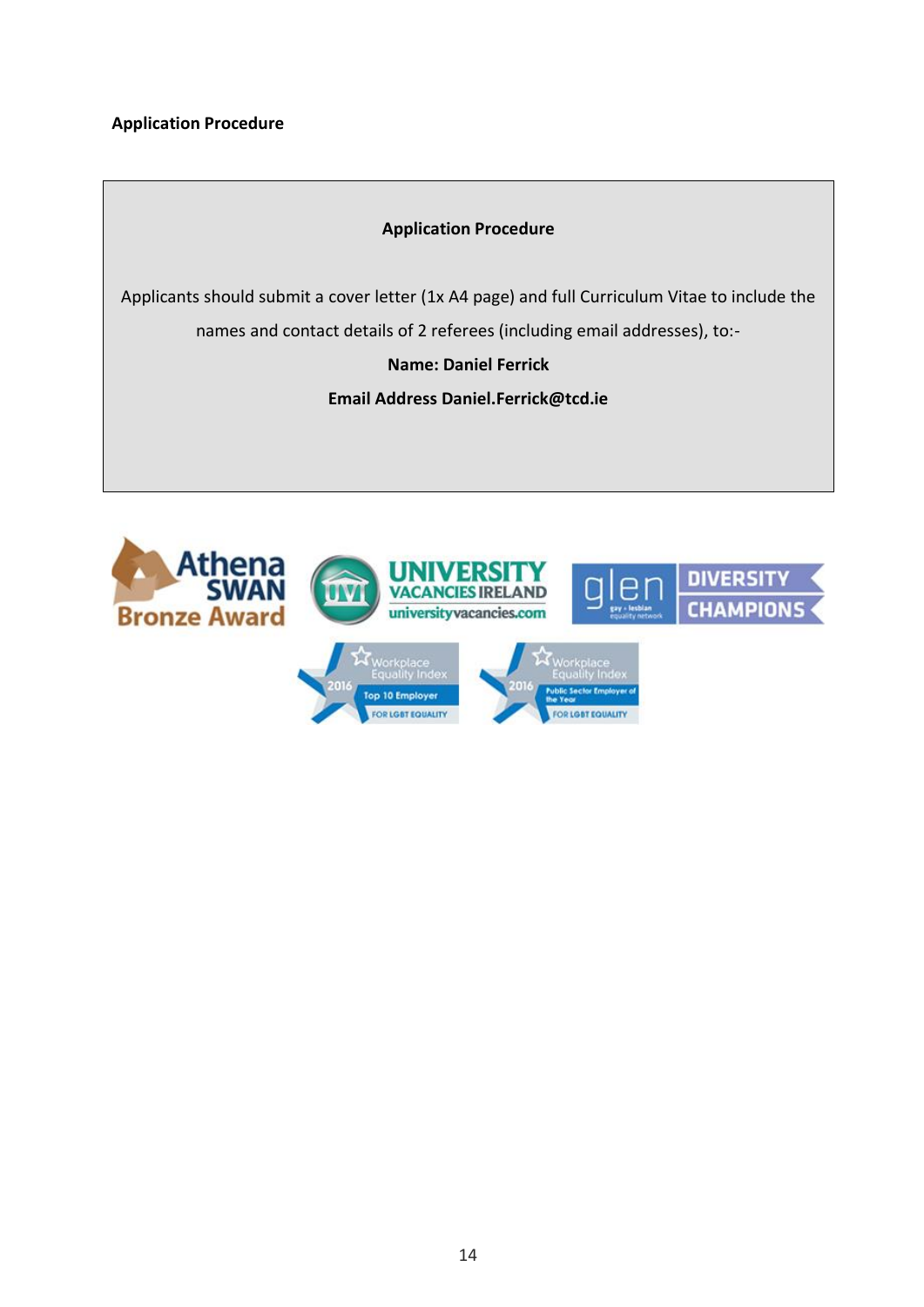**Application Procedure**

**Application Procedure**

Applicants should submit a cover letter (1x A4 page) and full Curriculum Vitae to include the names and contact details of 2 referees (including email addresses), to:-

**Name: Daniel Ferrick**

**Email Address Daniel.Ferrick@tcd.ie**